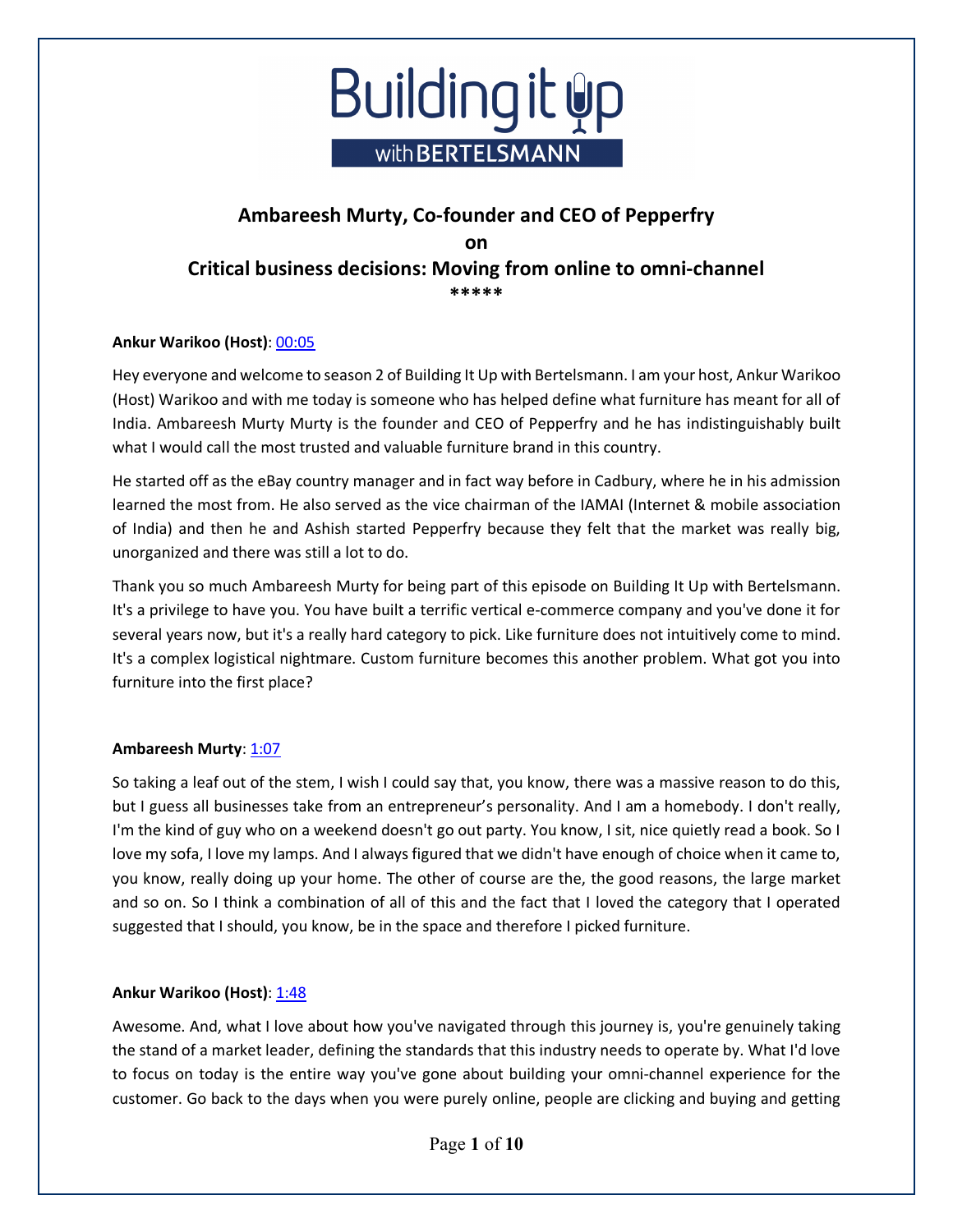# Building it up with BERTELSMANN

## Ambareesh Murty, Co-founder and CEO of Pepperfry
## on
## Critical business decisions: Moving from online to omni-channel

*****

**Ankur Warikoo (Host)**: 00:05

Hey everyone and welcome to season 2 of Building It Up with Bertelsmann. I am your host, Ankur Warikoo (Host) Warikoo and with me today is someone who has helped define what furniture has meant for all of India. Ambareesh Murty Murty is the founder and CEO of Pepperfry and he has indistinguishably built what I would call the most trusted and valuable furniture brand in this country.

He started off as the eBay country manager and in fact way before in Cadbury, where he in his admission learned the most from. He also served as the vice chairman of the IAMAI (Internet & mobile association of India) and then he and Ashish started Pepperfry because they felt that the market was really big, unorganized and there was still a lot to do.

Thank you so much Ambareesh Murty for being part of this episode on Building It Up with Bertelsmann. It's a privilege to have you. You have built a terrific vertical e-commerce company and you've done it for several years now, but it's a really hard category to pick. Like furniture does not intuitively come to mind. It's a complex logistical nightmare. Custom furniture becomes this another problem. What got you into furniture into the first place?

**Ambareesh Murty**: 1:07

So taking a leaf out of the stem, I wish I could say that, you know, there was a massive reason to do this, but I guess all businesses take from an entrepreneur's personality. And I am a homebody. I don't really, I'm the kind of guy who on a weekend doesn't go out party. You know, I sit, nice quietly read a book. So I love my sofa, I love my lamps. And I always figured that we didn't have enough of choice when it came to, you know, really doing up your home. The other of course are the, the good reasons, the large market and so on. So I think a combination of all of this and the fact that I loved the category that I operated suggested that I should, you know, be in the space and therefore I picked furniture.

**Ankur Warikoo (Host)**: 1:48

Awesome. And, what I love about how you've navigated through this journey is, you're genuinely taking the stand of a market leader, defining the standards that this industry needs to operate by. What I'd love to focus on today is the entire way you've gone about building your omni-channel experience for the customer. Go back to the days when you were purely online, people are clicking and buying and getting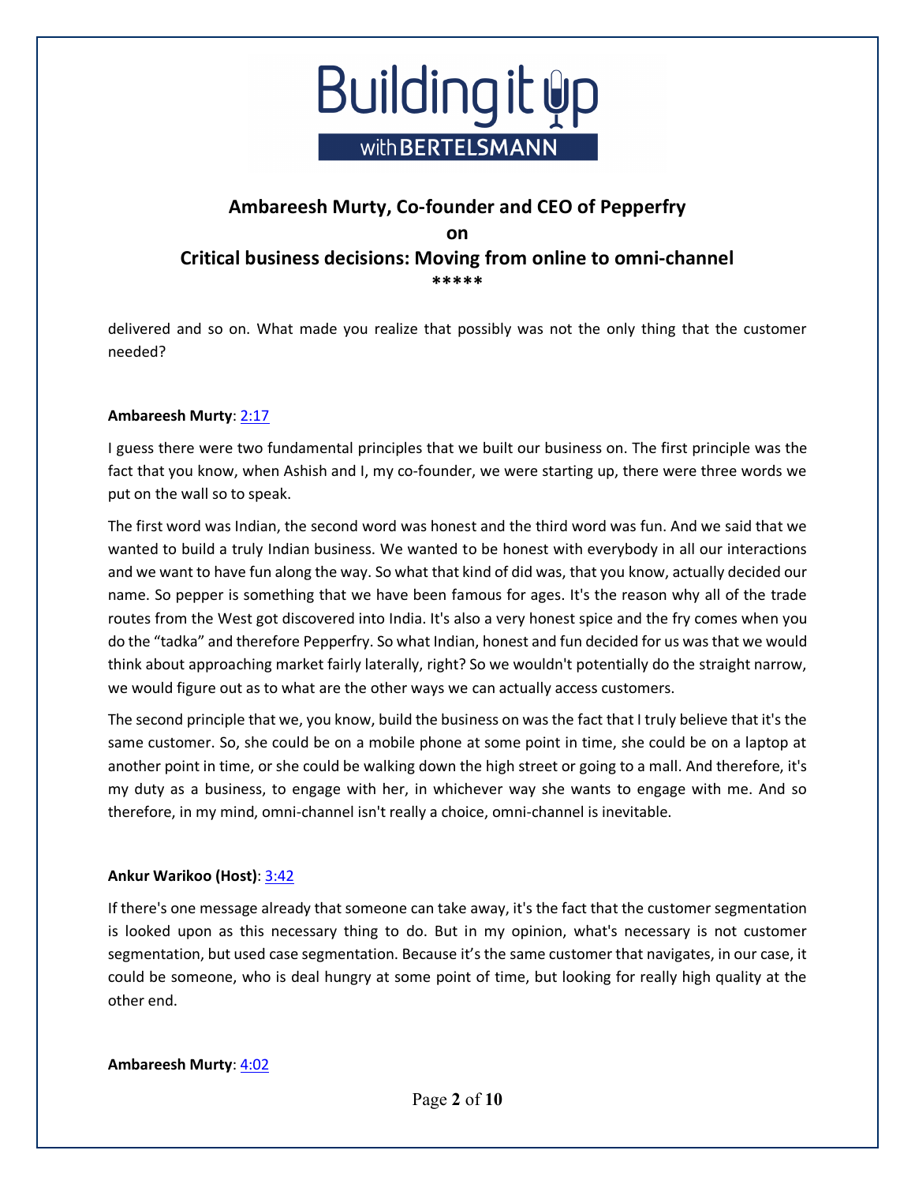delivered and so on. What made you realize that possibly was not the only thing that the customer needed?

**Ambareesh Murty**: [2:17]

I guess there were two fundamental principles that we built our business on. The first principle was the fact that you know, when Ashish and I, my co-founder, we were starting up, there were three words we put on the wall so to speak.

The first word was Indian, the second word was honest and the third word was fun. And we said that we wanted to build a truly Indian business. We wanted to be honest with everybody in all our interactions and we want to have fun along the way. So what that kind of did was, that you know, actually decided our name. So pepper is something that we have been famous for ages. It's the reason why all of the trade routes from the West got discovered into India. It's also a very honest spice and the fry comes when you do the "tadka" and therefore Pepperfry. So what Indian, honest and fun decided for us was that we would think about approaching market fairly laterally, right? So we wouldn't potentially do the straight narrow, we would figure out as to what are the other ways we can actually access customers.

The second principle that we, you know, build the business on was the fact that I truly believe that it's the same customer. So, she could be on a mobile phone at some point in time, she could be on a laptop at another point in time, or she could be walking down the high street or going to a mall. And therefore, it's my duty as a business, to engage with her, in whichever way she wants to engage with me. And so therefore, in my mind, omni-channel isn't really a choice, omni-channel is inevitable.

**Ankur Warikoo (Host)**: [3:42]

If there's one message already that someone can take away, it's the fact that the customer segmentation is looked upon as this necessary thing to do. But in my opinion, what's necessary is not customer segmentation, but used case segmentation. Because it's the same customer that navigates, in our case, it could be someone, who is deal hungry at some point of time, but looking for really high quality at the other end.

**Ambareesh Murty**: [4:02]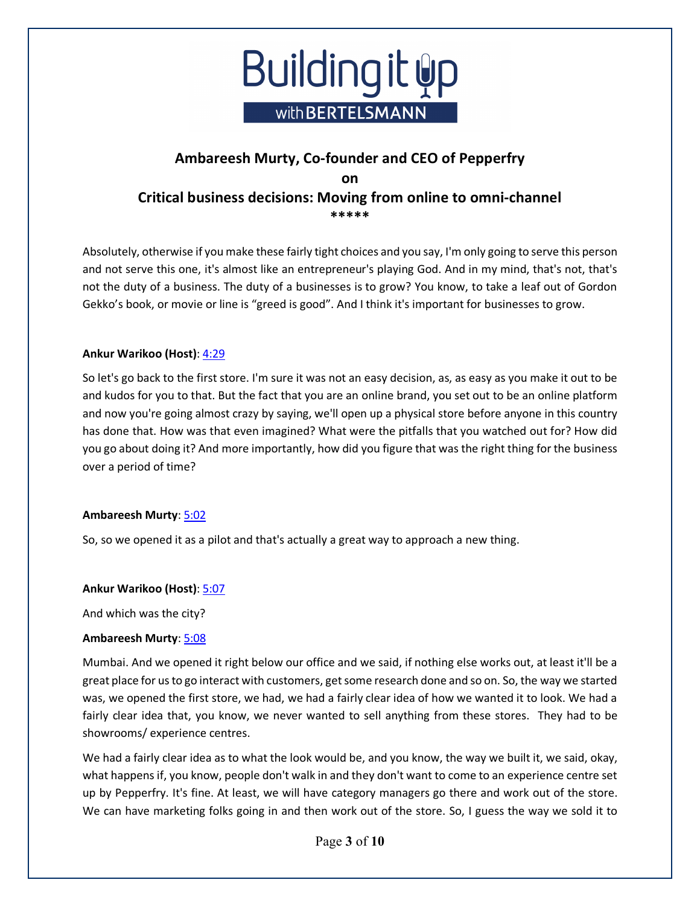## Ambareesh Murty, Co-founder and CEO of Pepperfry

**on**

## Critical business decisions: Moving from online to omni-channel

*****

Absolutely, otherwise if you make these fairly tight choices and you say, I'm only going to serve this person and not serve this one, it's almost like an entrepreneur's playing God. And in my mind, that's not, that's not the duty of a business. The duty of a businesses is to grow? You know, to take a leaf out of Gordon Gekko's book, or movie or line is "greed is good". And I think it's important for businesses to grow.

**Ankur Warikoo (Host)**: 4:29

So let's go back to the first store. I'm sure it was not an easy decision, as, as easy as you make it out to be and kudos for you to that. But the fact that you are an online brand, you set out to be an online platform and now you're going almost crazy by saying, we'll open up a physical store before anyone in this country has done that. How was that even imagined? What were the pitfalls that you watched out for? How did you go about doing it? And more importantly, how did you figure that was the right thing for the business over a period of time?

**Ambareesh Murty**: 5:02

So, so we opened it as a pilot and that's actually a great way to approach a new thing.

**Ankur Warikoo (Host)**: 5:07

And which was the city?

**Ambareesh Murty**: 5:08

Mumbai. And we opened it right below our office and we said, if nothing else works out, at least it'll be a great place for us to go interact with customers, get some research done and so on. So, the way we started was, we opened the first store, we had, we had a fairly clear idea of how we wanted it to look. We had a fairly clear idea that, you know, we never wanted to sell anything from these stores. They had to be showrooms/ experience centres.

We had a fairly clear idea as to what the look would be, and you know, the way we built it, we said, okay, what happens if, you know, people don't walk in and they don't want to come to an experience centre set up by Pepperfry. It's fine. At least, we will have category managers go there and work out of the store. We can have marketing folks going in and then work out of the store. So, I guess the way we sold it to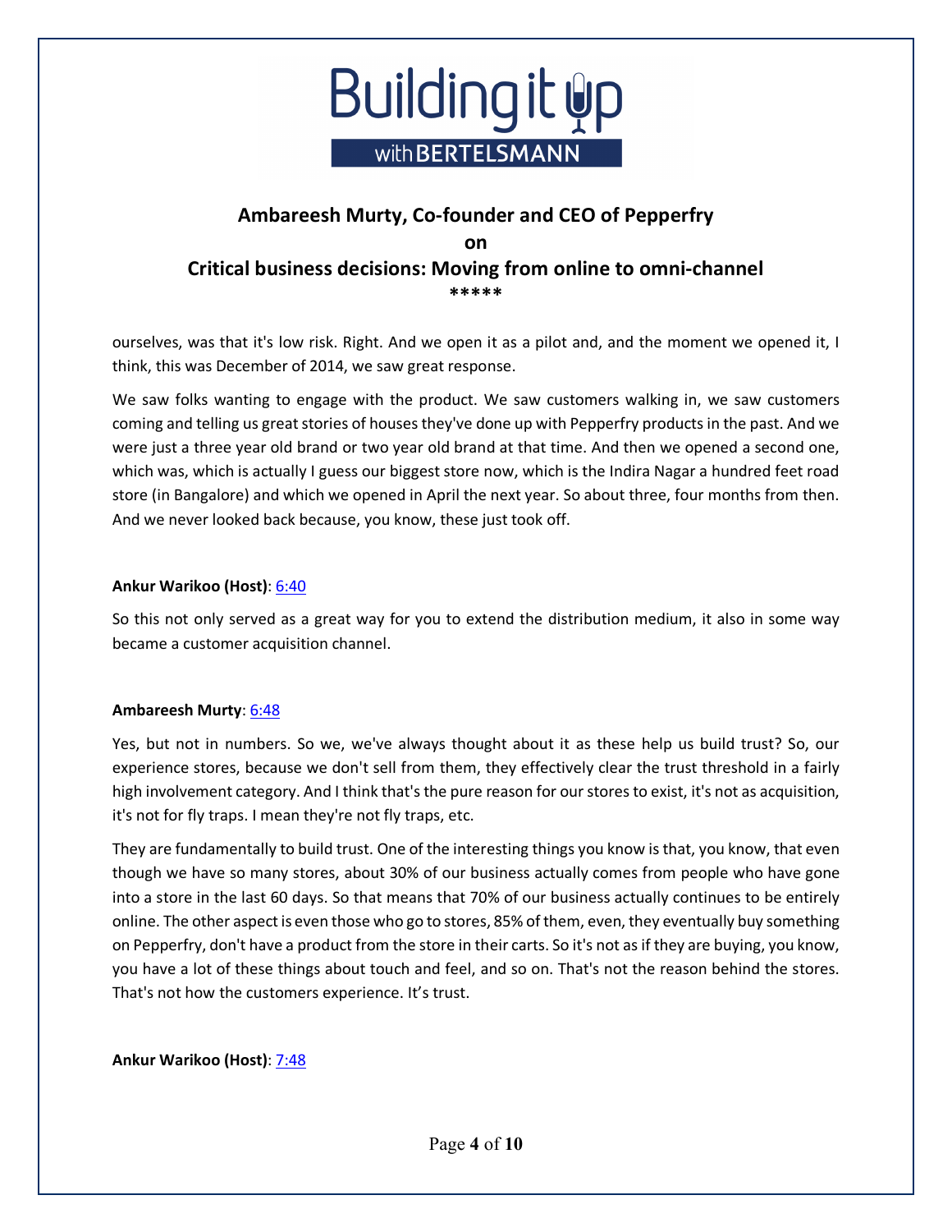ourselves, was that it's low risk. Right. And we open it as a pilot and, and the moment we opened it, I think, this was December of 2014, we saw great response.

We saw folks wanting to engage with the product. We saw customers walking in, we saw customers coming and telling us great stories of houses they've done up with Pepperfry products in the past. And we were just a three year old brand or two year old brand at that time. And then we opened a second one, which was, which is actually I guess our biggest store now, which is the Indira Nagar a hundred feet road store (in Bangalore) and which we opened in April the next year. So about three, four months from then. And we never looked back because, you know, these just took off.

**Ankur Warikoo (Host)**: 6:40

So this not only served as a great way for you to extend the distribution medium, it also in some way became a customer acquisition channel.

**Ambareesh Murty**: 6:48

Yes, but not in numbers. So we, we've always thought about it as these help us build trust? So, our experience stores, because we don't sell from them, they effectively clear the trust threshold in a fairly high involvement category. And I think that's the pure reason for our stores to exist, it's not as acquisition, it's not for fly traps. I mean they're not fly traps, etc.

They are fundamentally to build trust. One of the interesting things you know is that, you know, that even though we have so many stores, about 30% of our business actually comes from people who have gone into a store in the last 60 days. So that means that 70% of our business actually continues to be entirely online. The other aspect is even those who go to stores, 85% of them, even, they eventually buy something on Pepperfry, don't have a product from the store in their carts. So it's not as if they are buying, you know, you have a lot of these things about touch and feel, and so on. That's not the reason behind the stores. That's not how the customers experience. It's trust.

**Ankur Warikoo (Host)**: 7:48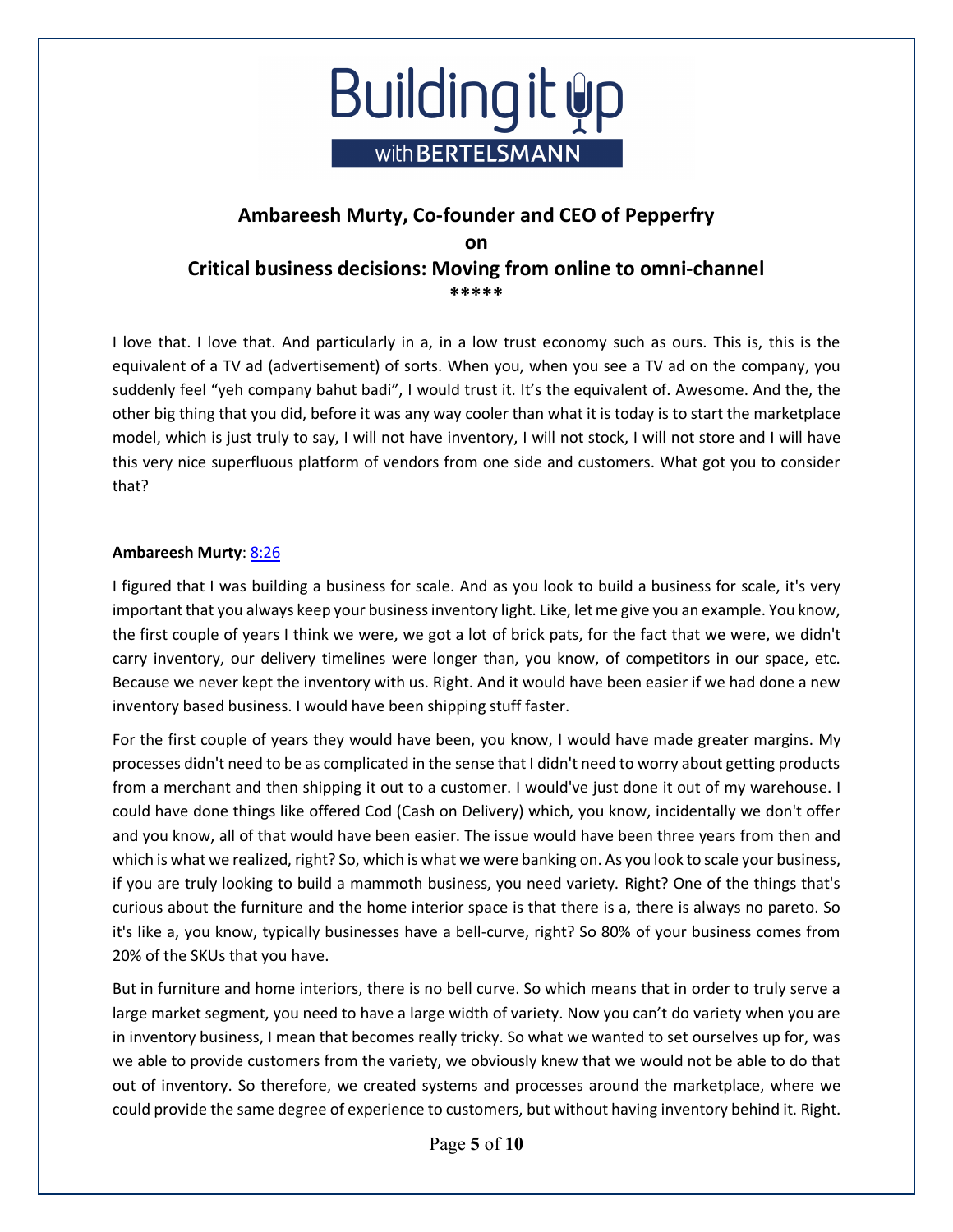# Ambareesh Murty, Co-founder and CEO of Pepperfry

**on**

## Critical business decisions: Moving from online to omni-channel

*****

I love that. I love that. And particularly in a, in a low trust economy such as ours. This is, this is the equivalent of a TV ad (advertisement) of sorts. When you, when you see a TV ad on the company, you suddenly feel "yeh company bahut badi", I would trust it. It's the equivalent of. Awesome. And the, the other big thing that you did, before it was any way cooler than what it is today is to start the marketplace model, which is just truly to say, I will not have inventory, I will not stock, I will not store and I will have this very nice superfluous platform of vendors from one side and customers. What got you to consider that?

**Ambareesh Murty**: [8:26]

I figured that I was building a business for scale. And as you look to build a business for scale, it's very important that you always keep your business inventory light. Like, let me give you an example. You know, the first couple of years I think we were, we got a lot of brick pats, for the fact that we were, we didn't carry inventory, our delivery timelines were longer than, you know, of competitors in our space, etc. Because we never kept the inventory with us. Right. And it would have been easier if we had done a new inventory based business. I would have been shipping stuff faster.

For the first couple of years they would have been, you know, I would have made greater margins. My processes didn't need to be as complicated in the sense that I didn't need to worry about getting products from a merchant and then shipping it out to a customer. I would've just done it out of my warehouse. I could have done things like offered Cod (Cash on Delivery) which, you know, incidentally we don't offer and you know, all of that would have been easier. The issue would have been three years from then and which is what we realized, right? So, which is what we were banking on. As you look to scale your business, if you are truly looking to build a mammoth business, you need variety. Right? One of the things that's curious about the furniture and the home interior space is that there is a, there is always no pareto. So it's like a, you know, typically businesses have a bell-curve, right? So 80% of your business comes from 20% of the SKUs that you have.

But in furniture and home interiors, there is no bell curve. So which means that in order to truly serve a large market segment, you need to have a large width of variety. Now you can't do variety when you are in inventory business, I mean that becomes really tricky. So what we wanted to set ourselves up for, was we able to provide customers from the variety, we obviously knew that we would not be able to do that out of inventory. So therefore, we created systems and processes around the marketplace, where we could provide the same degree of experience to customers, but without having inventory behind it. Right.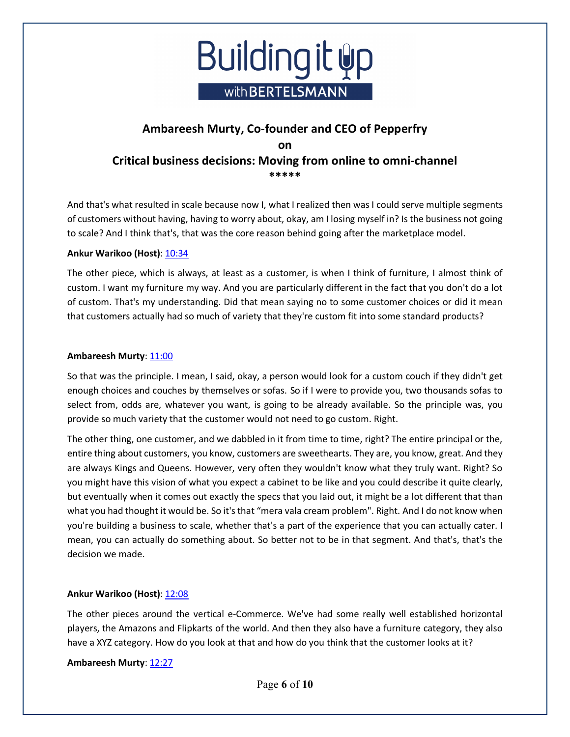# Ambareesh Murty, Co-founder and CEO of Pepperfry

**on**

## Critical business decisions: Moving from online to omni-channel

*****

And that's what resulted in scale because now I, what I realized then was I could serve multiple segments of customers without having, having to worry about, okay, am I losing myself in? Is the business not going to scale? And I think that's, that was the core reason behind going after the marketplace model.

**Ankur Warikoo (Host)**: 10:34

The other piece, which is always, at least as a customer, is when I think of furniture, I almost think of custom. I want my furniture my way. And you are particularly different in the fact that you don't do a lot of custom. That's my understanding. Did that mean saying no to some customer choices or did it mean that customers actually had so much of variety that they're custom fit into some standard products?

**Ambareesh Murty**: 11:00

So that was the principle. I mean, I said, okay, a person would look for a custom couch if they didn't get enough choices and couches by themselves or sofas. So if I were to provide you, two thousands sofas to select from, odds are, whatever you want, is going to be already available. So the principle was, you provide so much variety that the customer would not need to go custom. Right.

The other thing, one customer, and we dabbled in it from time to time, right? The entire principal or the, entire thing about customers, you know, customers are sweethearts. They are, you know, great. And they are always Kings and Queens. However, very often they wouldn't know what they truly want. Right? So you might have this vision of what you expect a cabinet to be like and you could describe it quite clearly, but eventually when it comes out exactly the specs that you laid out, it might be a lot different that than what you had thought it would be. So it's that "mera vala cream problem". Right. And I do not know when you're building a business to scale, whether that's a part of the experience that you can actually cater. I mean, you can actually do something about. So better not to be in that segment. And that's, that's the decision we made.

**Ankur Warikoo (Host)**: 12:08

The other pieces around the vertical e-Commerce. We've had some really well established horizontal players, the Amazons and Flipkarts of the world. And then they also have a furniture category, they also have a XYZ category. How do you look at that and how do you think that the customer looks at it?

**Ambareesh Murty**: 12:27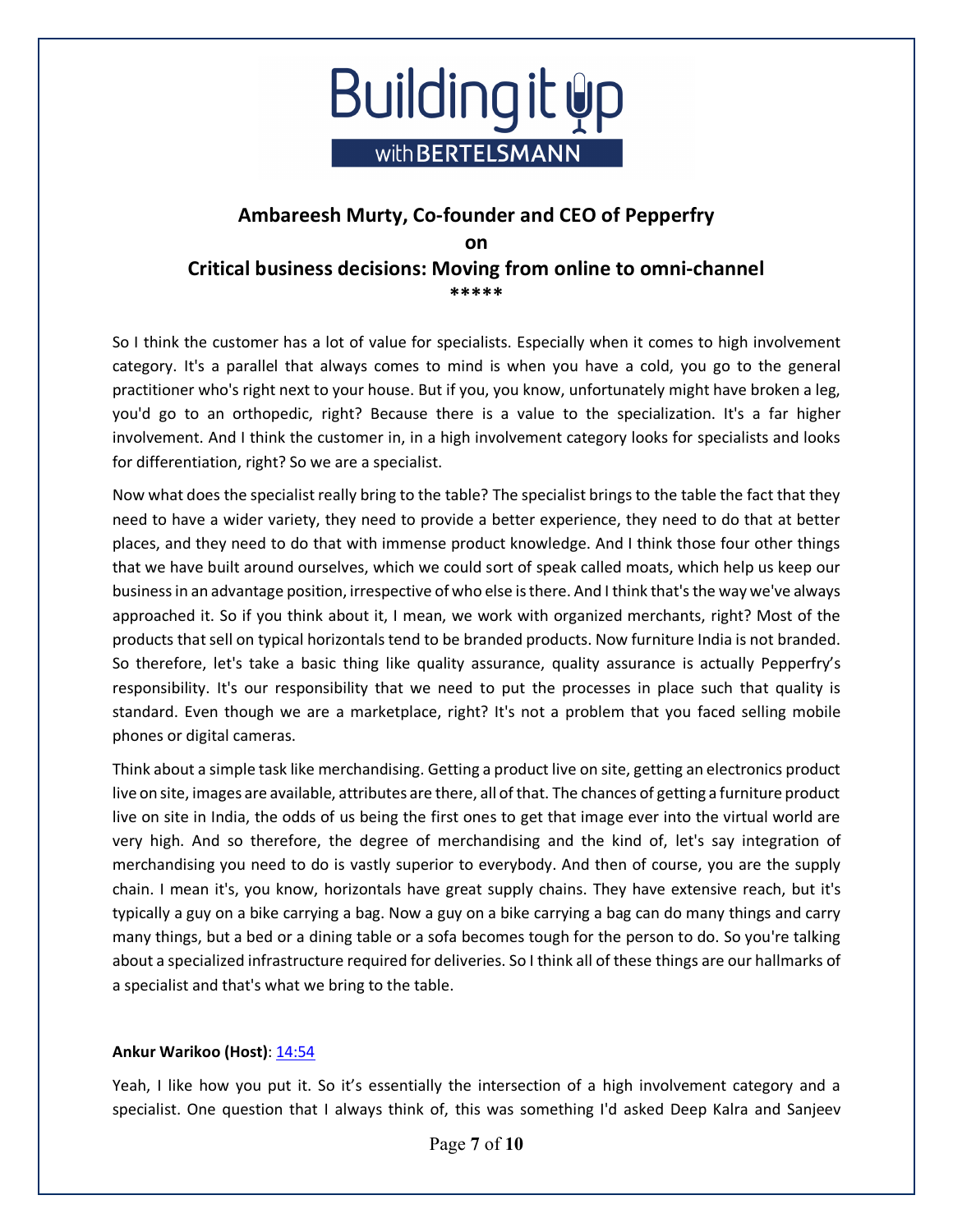**Ambareesh Murty, Co-founder and CEO of Pepperfry**

**on**

**Critical business decisions: Moving from online to omni-channel**

*****

So I think the customer has a lot of value for specialists. Especially when it comes to high involvement category. It's a parallel that always comes to mind is when you have a cold, you go to the general practitioner who's right next to your house. But if you, you know, unfortunately might have broken a leg, you'd go to an orthopedic, right? Because there is a value to the specialization. It's a far higher involvement. And I think the customer in, in a high involvement category looks for specialists and looks for differentiation, right? So we are a specialist.

Now what does the specialist really bring to the table? The specialist brings to the table the fact that they need to have a wider variety, they need to provide a better experience, they need to do that at better places, and they need to do that with immense product knowledge. And I think those four other things that we have built around ourselves, which we could sort of speak called moats, which help us keep our business in an advantage position, irrespective of who else is there. And I think that's the way we've always approached it. So if you think about it, I mean, we work with organized merchants, right? Most of the products that sell on typical horizontals tend to be branded products. Now furniture India is not branded. So therefore, let's take a basic thing like quality assurance, quality assurance is actually Pepperfry's responsibility. It's our responsibility that we need to put the processes in place such that quality is standard. Even though we are a marketplace, right? It's not a problem that you faced selling mobile phones or digital cameras.

Think about a simple task like merchandising. Getting a product live on site, getting an electronics product live on site, images are available, attributes are there, all of that. The chances of getting a furniture product live on site in India, the odds of us being the first ones to get that image ever into the virtual world are very high. And so therefore, the degree of merchandising and the kind of, let's say integration of merchandising you need to do is vastly superior to everybody. And then of course, you are the supply chain. I mean it's, you know, horizontals have great supply chains. They have extensive reach, but it's typically a guy on a bike carrying a bag. Now a guy on a bike carrying a bag can do many things and carry many things, but a bed or a dining table or a sofa becomes tough for the person to do. So you're talking about a specialized infrastructure required for deliveries. So I think all of these things are our hallmarks of a specialist and that's what we bring to the table.

**Ankur Warikoo (Host)**: 14:54

Yeah, I like how you put it. So it's essentially the intersection of a high involvement category and a specialist. One question that I always think of, this was something I'd asked Deep Kalra and Sanjeev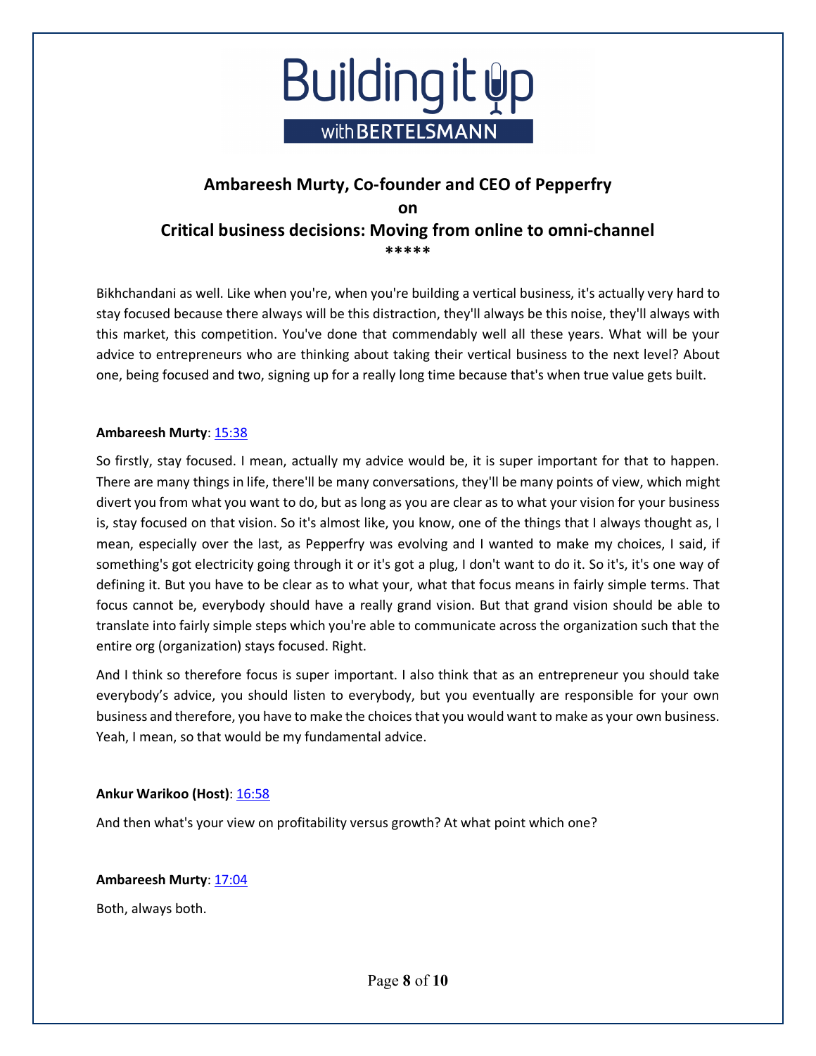Bikhchandani as well. Like when you're, when you're building a vertical business, it's actually very hard to stay focused because there always will be this distraction, they'll always be this noise, they'll always with this market, this competition. You've done that commendably well all these years. What will be your advice to entrepreneurs who are thinking about taking their vertical business to the next level? About one, being focused and two, signing up for a really long time because that's when true value gets built.

**Ambareesh Murty**: 15:38

So firstly, stay focused. I mean, actually my advice would be, it is super important for that to happen. There are many things in life, there'll be many conversations, they'll be many points of view, which might divert you from what you want to do, but as long as you are clear as to what your vision for your business is, stay focused on that vision. So it's almost like, you know, one of the things that I always thought as, I mean, especially over the last, as Pepperfry was evolving and I wanted to make my choices, I said, if something's got electricity going through it or it's got a plug, I don't want to do it. So it's, it's one way of defining it. But you have to be clear as to what your, what that focus means in fairly simple terms. That focus cannot be, everybody should have a really grand vision. But that grand vision should be able to translate into fairly simple steps which you're able to communicate across the organization such that the entire org (organization) stays focused. Right.

And I think so therefore focus is super important. I also think that as an entrepreneur you should take everybody's advice, you should listen to everybody, but you eventually are responsible for your own business and therefore, you have to make the choices that you would want to make as your own business. Yeah, I mean, so that would be my fundamental advice.

**Ankur Warikoo (Host)**: 16:58

And then what's your view on profitability versus growth? At what point which one?

**Ambareesh Murty**: 17:04

Both, always both.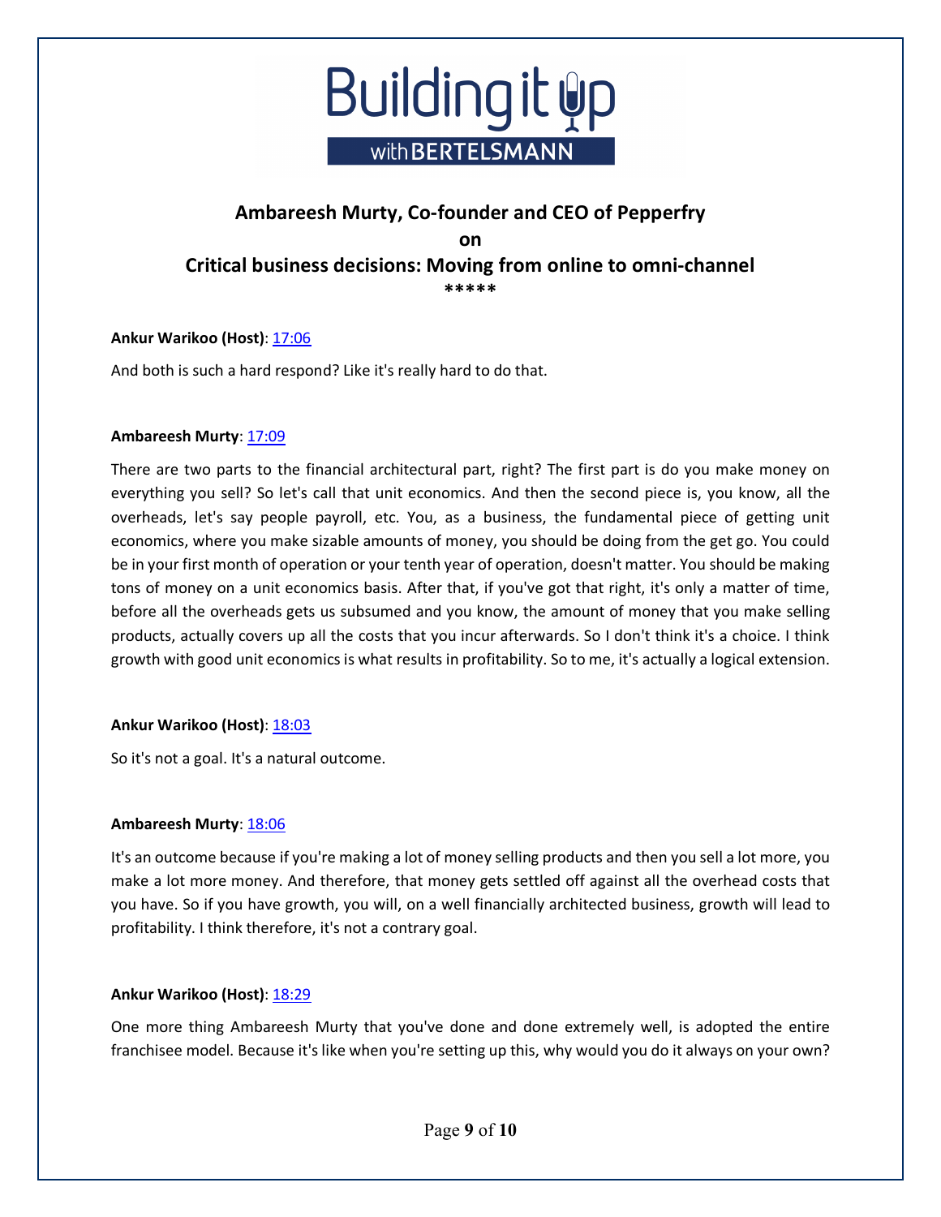# Ambareesh Murty, Co-founder and CEO of Pepperfry

**on**

## Critical business decisions: Moving from online to omni-channel

*****

**Ankur Warikoo (Host)**: 17:06

And both is such a hard respond? Like it's really hard to do that.

**Ambareesh Murty**: 17:09

There are two parts to the financial architectural part, right? The first part is do you make money on everything you sell? So let's call that unit economics. And then the second piece is, you know, all the overheads, let's say people payroll, etc. You, as a business, the fundamental piece of getting unit economics, where you make sizable amounts of money, you should be doing from the get go. You could be in your first month of operation or your tenth year of operation, doesn't matter. You should be making tons of money on a unit economics basis. After that, if you've got that right, it's only a matter of time, before all the overheads gets us subsumed and you know, the amount of money that you make selling products, actually covers up all the costs that you incur afterwards. So I don't think it's a choice. I think growth with good unit economics is what results in profitability. So to me, it's actually a logical extension.

**Ankur Warikoo (Host)**: 18:03

So it's not a goal. It's a natural outcome.

**Ambareesh Murty**: 18:06

It's an outcome because if you're making a lot of money selling products and then you sell a lot more, you make a lot more money. And therefore, that money gets settled off against all the overhead costs that you have. So if you have growth, you will, on a well financially architected business, growth will lead to profitability. I think therefore, it's not a contrary goal.

**Ankur Warikoo (Host)**: 18:29

One more thing Ambareesh Murty that you've done and done extremely well, is adopted the entire franchisee model. Because it's like when you're setting up this, why would you do it always on your own?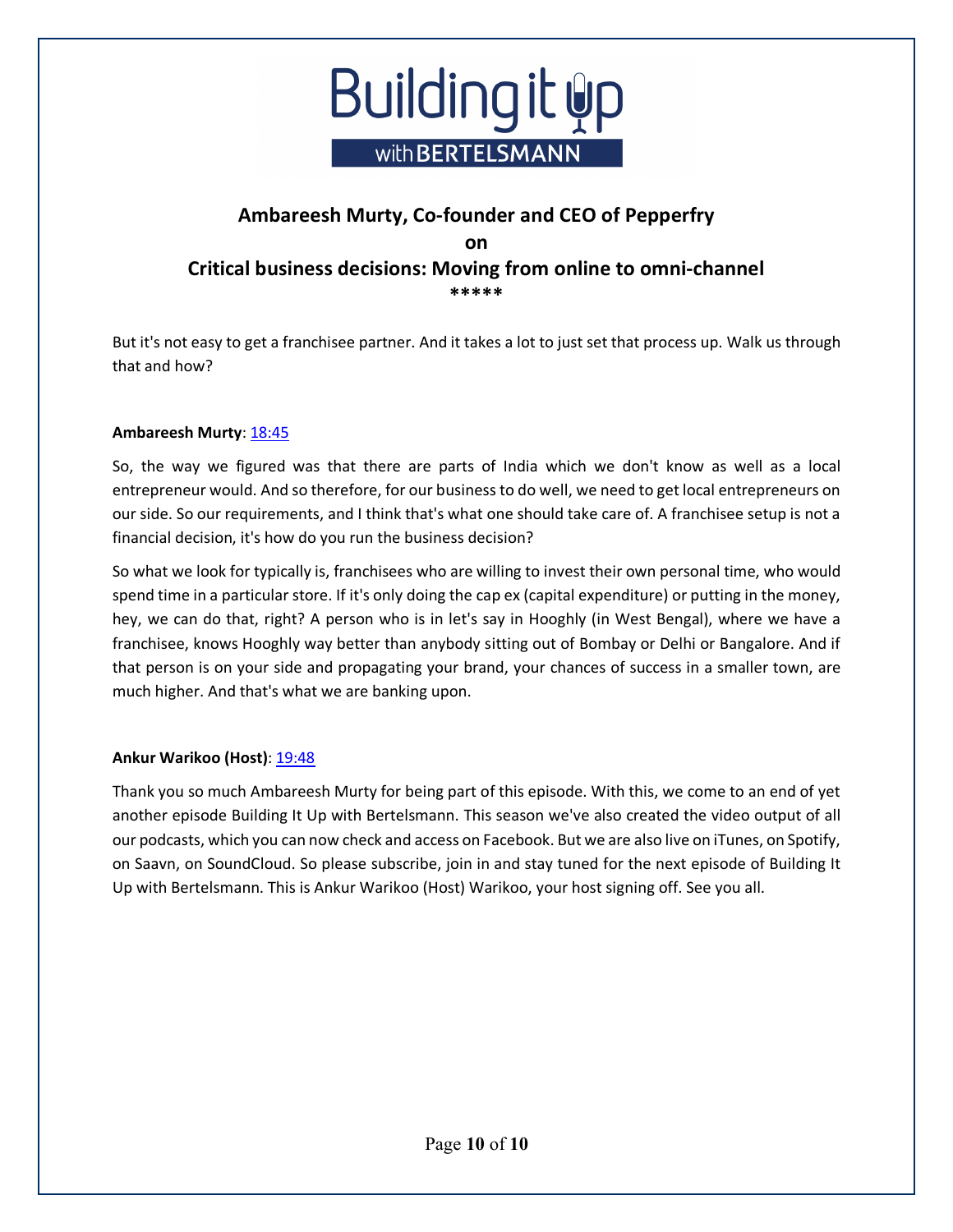## Ambareesh Murty, Co-founder and CEO of Pepperfry

**on**

## Critical business decisions: Moving from online to omni-channel

*****

But it's not easy to get a franchisee partner. And it takes a lot to just set that process up. Walk us through that and how?

**Ambareesh Murty**: 18:45

So, the way we figured was that there are parts of India which we don't know as well as a local entrepreneur would. And so therefore, for our business to do well, we need to get local entrepreneurs on our side. So our requirements, and I think that's what one should take care of. A franchisee setup is not a financial decision, it's how do you run the business decision?

So what we look for typically is, franchisees who are willing to invest their own personal time, who would spend time in a particular store. If it's only doing the cap ex (capital expenditure) or putting in the money, hey, we can do that, right? A person who is in let's say in Hooghly (in West Bengal), where we have a franchisee, knows Hooghly way better than anybody sitting out of Bombay or Delhi or Bangalore. And if that person is on your side and propagating your brand, your chances of success in a smaller town, are much higher. And that's what we are banking upon.

**Ankur Warikoo (Host)**: 19:48

Thank you so much Ambareesh Murty for being part of this episode. With this, we come to an end of yet another episode Building It Up with Bertelsmann. This season we've also created the video output of all our podcasts, which you can now check and access on Facebook. But we are also live on iTunes, on Spotify, on Saavn, on SoundCloud. So please subscribe, join in and stay tuned for the next episode of Building It Up with Bertelsmann. This is Ankur Warikoo (Host) Warikoo, your host signing off. See you all.